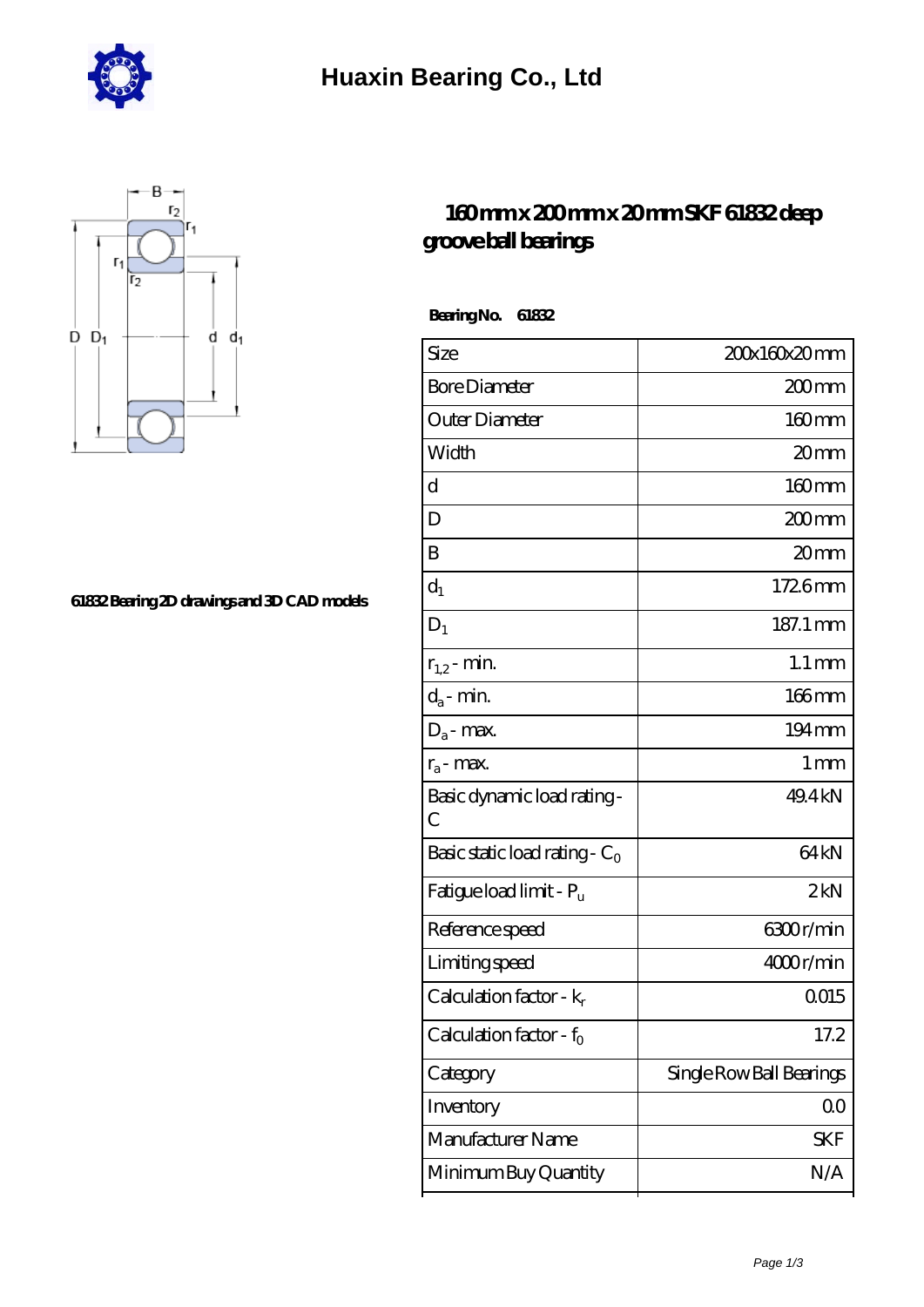# Huaxin Bearing Co., Ltd

61832 Bearing 2D drawings and 3D CAD models

## 160 mm x 200 mm x 20 mm SKF 61832 deep groove ball bearings

**Bearing No. 61832**

| Size | 200x160x20 mm |
|---|---|
| Bore Diameter | 200 mm |
| Outer Diameter | 160 mm |
| Width | 20 mm |
| d | 160 mm |
| D | 200 mm |
| B | 20 mm |
| $d_1$ | 172.6 mm |
| $D_1$ | 187.1 mm |
| $r_{1,2}$ - min. | 1.1 mm |
| $d_a$ - min. | 166 mm |
| $D_a$ - max. | 194 mm |
| $r_a$ - max. | 1 mm |
| Basic dynamic load rating - C | 49.4 kN |
| Basic static load rating - $C_0$ | 64 kN |
| Fatigue load limit - $P_u$ | 2 kN |
| Reference speed | 6300 r/min |
| Limiting speed | 4000 r/min |
| Calculation factor - $k_r$ | 0.015 |
| Calculation factor - $f_0$ | 17.2 |
| Category | Single Row Ball Bearings |
| Inventory | 0.0 |
| Manufacturer Name | SKF |
| Minimum Buy Quantity | N/A |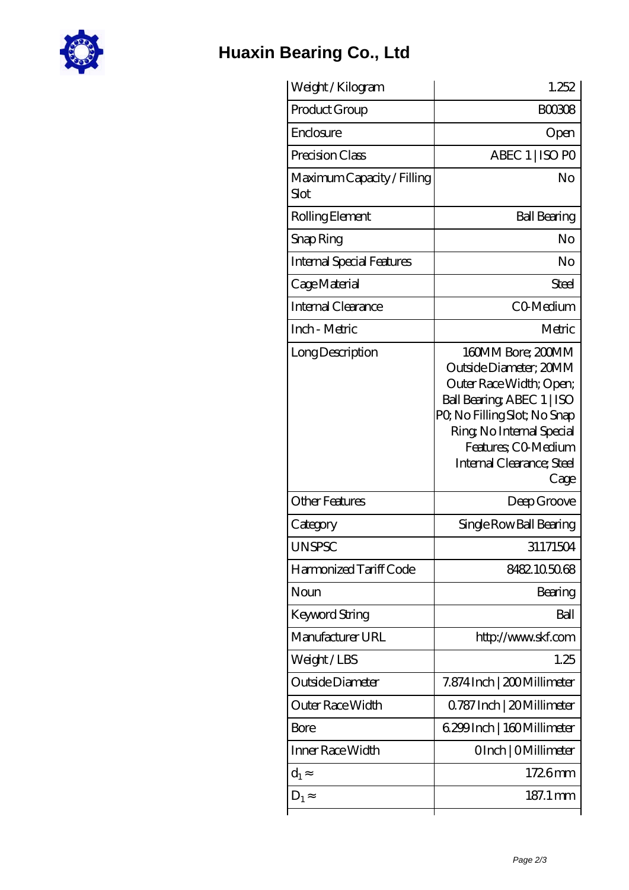# Huaxin Bearing Co., Ltd

| | |
|---|---|
| Weight / Kilogram | 1.252 |
| Product Group | B00308 |
| Enclosure | Open |
| Precision Class | ABEC 1 \| ISO P0 |
| Maximum Capacity / Filling Slot | No |
| Rolling Element | Ball Bearing |
| Snap Ring | No |
| Internal Special Features | No |
| Cage Material | Steel |
| Internal Clearance | C0-Medium |
| Inch - Metric | Metric |
| Long Description | 160MM Bore; 200MM Outside Diameter; 20MM Outer Race Width; Open; Ball Bearing; ABEC 1 \| ISO P0; No Filling Slot; No Snap Ring; No Internal Special Features; C0-Medium Internal Clearance; Steel Cage |
| Other Features | Deep Groove |
| Category | Single Row Ball Bearing |
| UNSPSC | 31171504 |
| Harmonized Tariff Code | 8482.10.50.68 |
| Noun | Bearing |
| Keyword String | Ball |
| Manufacturer URL | http://www.skf.com |
| Weight / LBS | 1.25 |
| Outside Diameter | 7.874 Inch \| 200 Millimeter |
| Outer Race Width | 0.787 Inch \| 20 Millimeter |
| Bore | 6.299 Inch \| 160 Millimeter |
| Inner Race Width | 0 Inch \| 0 Millimeter |
| $d_1 \approx$ | 172.6 mm |
| $D_1 \approx$ | 187.1 mm |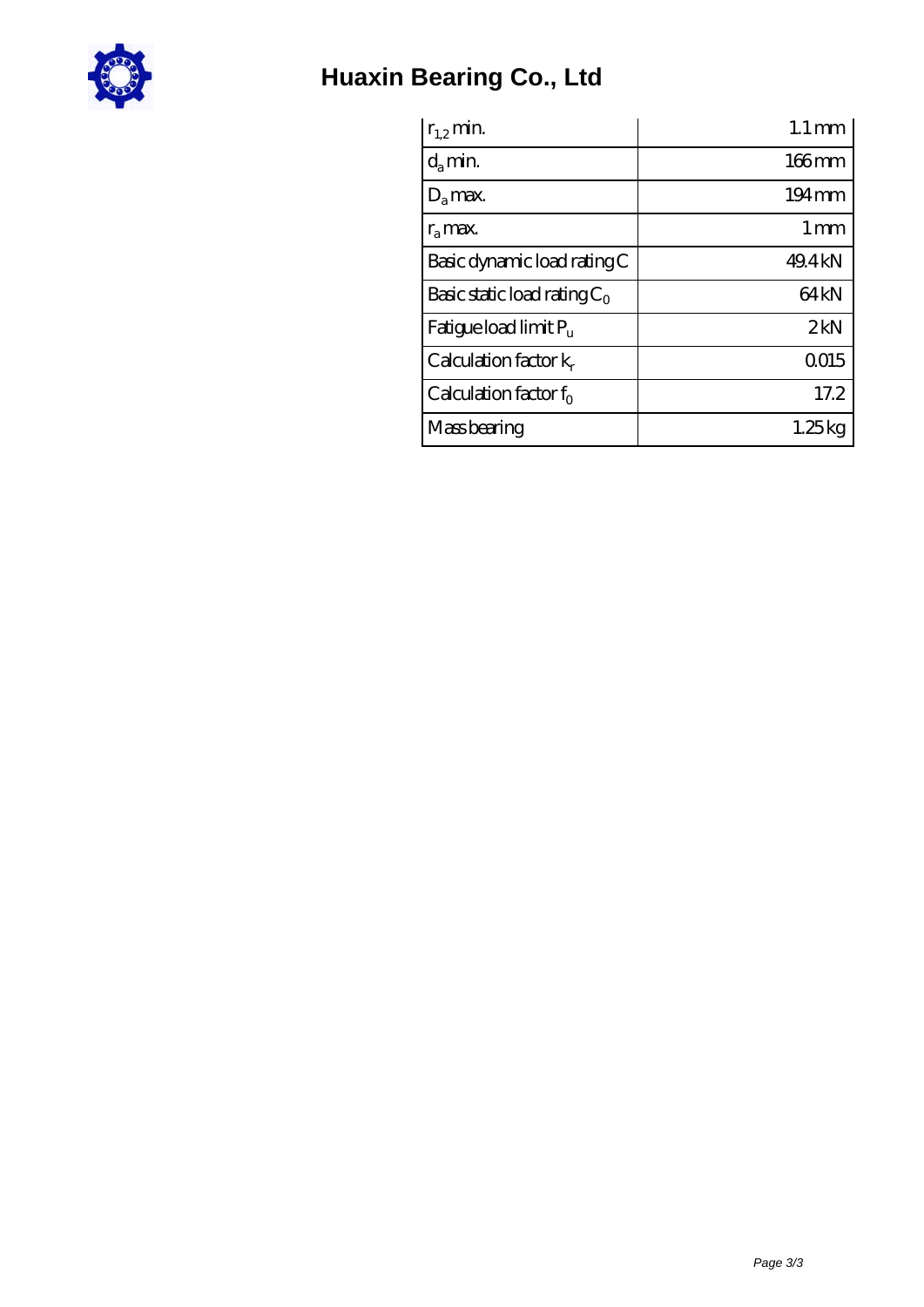# Huaxin Bearing Co., Ltd

| | |
|---|---|
| $r_{1,2}$ min. | 1.1 mm |
| $d_a$ min. | 166 mm |
| $D_a$ max. | 194 mm |
| $r_a$ max. | 1 mm |
| Basic dynamic load rating C | 49.4 kN |
| Basic static load rating $C_0$ | 64 kN |
| Fatigue load limit $P_u$ | 2 kN |
| Calculation factor $k_r$ | 0.015 |
| Calculation factor $f_0$ | 17.2 |
| Mass bearing | 1.25 kg |